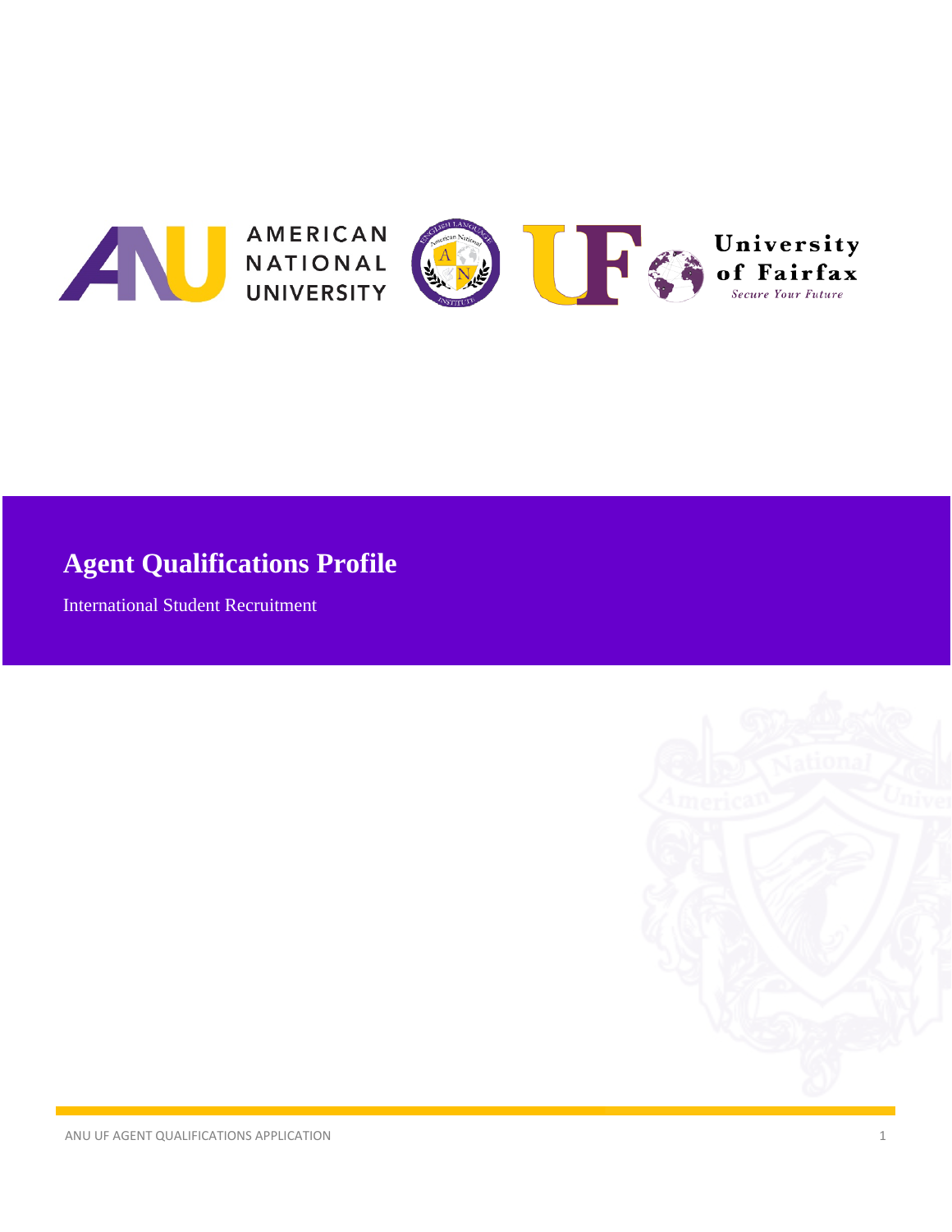# Agent Qualifications Profile

International Student Recruitment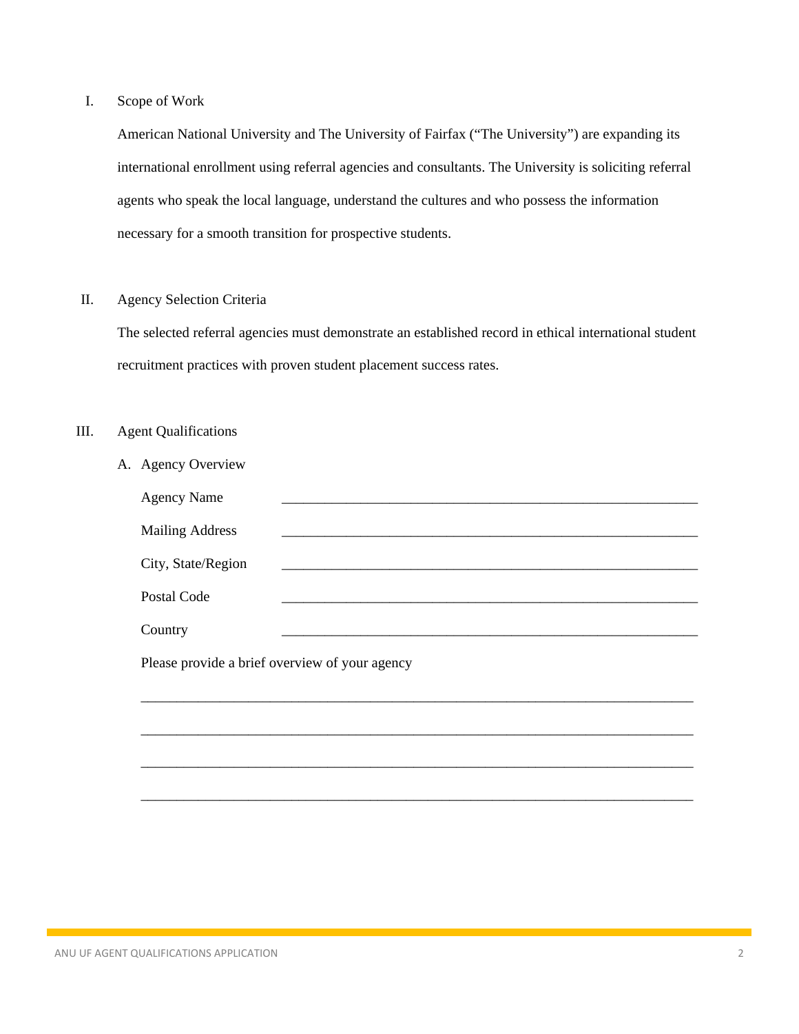## I. Scope of Work

American National University and The University of Fairfax (“The University”) are expanding its international enrollment using referral agencies and consultants. The University is soliciting referral agents who speak the local language, understand the cultures and who possess the information necessary for a smooth transition for prospective students.

## II. Agency Selection Criteria

The selected referral agencies must demonstrate an established record in ethical international student recruitment practices with proven student placement success rates.

## III. Agent Qualifications

### A. Agency Overview

Agency Name ____________________________________________________________

Mailing Address ____________________________________________________________

City, State/Region ____________________________________________________________

Postal Code ____________________________________________________________

Country ____________________________________________________________

Please provide a brief overview of your agency

________________________________________________________________________________

________________________________________________________________________________

________________________________________________________________________________

________________________________________________________________________________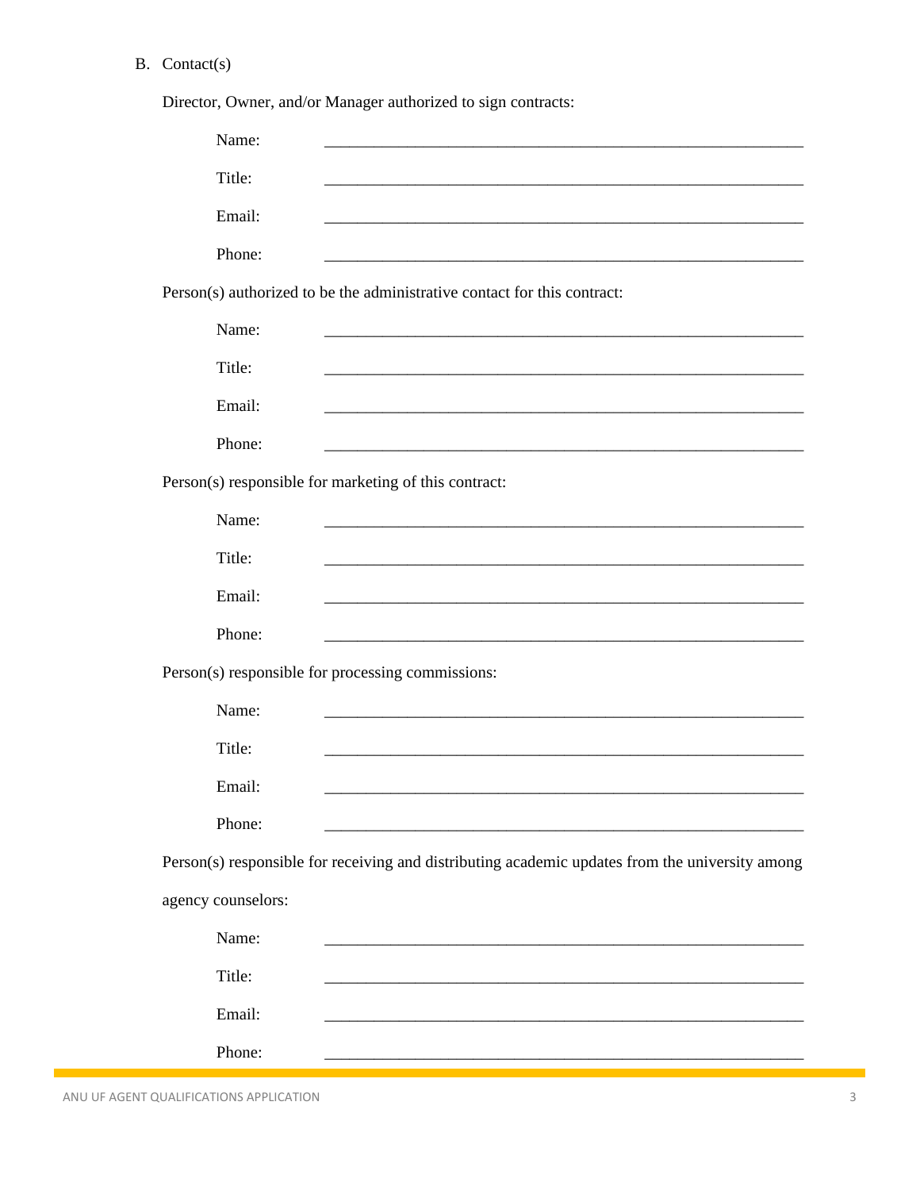B. Contact(s)

Director, Owner, and/or Manager authorized to sign contracts:

Name: ____________________________________________________________

Title: ____________________________________________________________

Email: ____________________________________________________________

Phone: ____________________________________________________________

Person(s) authorized to be the administrative contact for this contract:

Name: ____________________________________________________________

Title: ____________________________________________________________

Email: ____________________________________________________________

Phone: ____________________________________________________________

Person(s) responsible for marketing of this contract:

Name: ____________________________________________________________

Title: ____________________________________________________________

Email: ____________________________________________________________

Phone: ____________________________________________________________

Person(s) responsible for processing commissions:

Name: ____________________________________________________________

Title: ____________________________________________________________

Email: ____________________________________________________________

Phone: ____________________________________________________________

Person(s) responsible for receiving and distributing academic updates from the university among agency counselors:

Name: ____________________________________________________________

Title: ____________________________________________________________

Email: ____________________________________________________________

Phone: ____________________________________________________________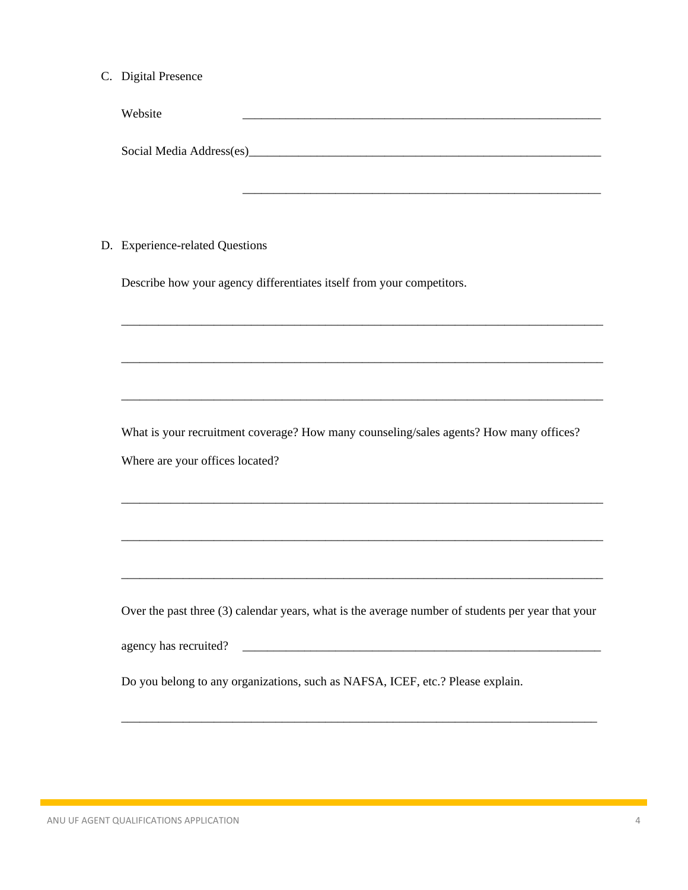C. Digital Presence

Website ____________________________________________________________

Social Media Address(es)____________________________________________________________

____________________________________________________________

D. Experience-related Questions

Describe how your agency differentiates itself from your competitors.

_______________________________________________________________________________

_______________________________________________________________________________

_______________________________________________________________________________

What is your recruitment coverage? How many counseling/sales agents? How many offices? Where are your offices located?

_______________________________________________________________________________

_______________________________________________________________________________

_______________________________________________________________________________

Over the past three (3) calendar years, what is the average number of students per year that your agency has recruited? ____________________________________________________________

Do you belong to any organizations, such as NAFSA, ICEF, etc.? Please explain.

_______________________________________________________________________________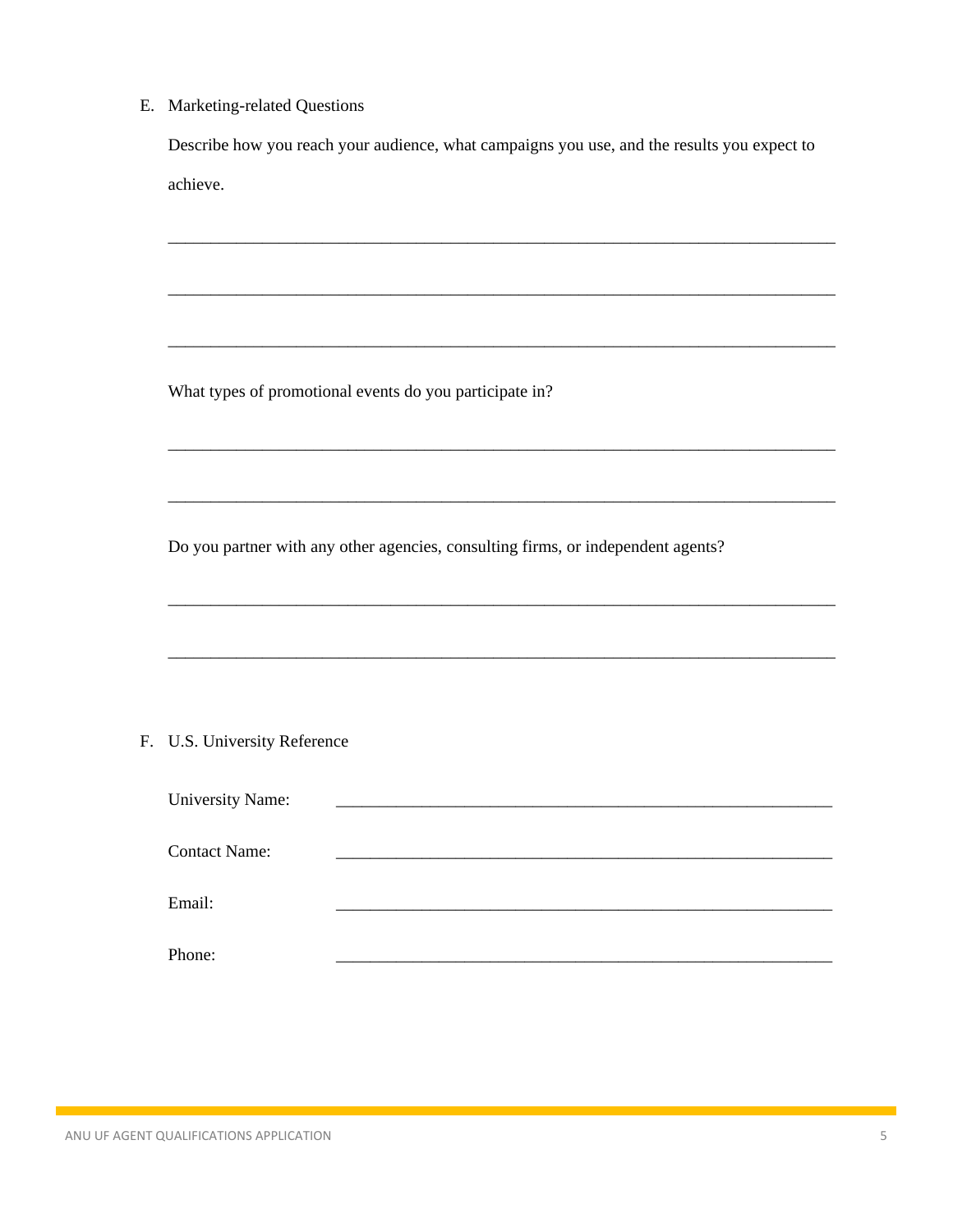E. Marketing-related Questions

Describe how you reach your audience, what campaigns you use, and the results you expect to achieve.

\_\_\_\_\_\_\_\_\_\_\_\_\_\_\_\_\_\_\_\_\_\_\_\_\_\_\_\_\_\_\_\_\_\_\_\_\_\_\_\_\_\_\_\_\_\_\_\_\_\_\_\_\_\_\_\_\_\_\_\_\_\_\_\_\_\_\_\_\_\_\_\_

\_\_\_\_\_\_\_\_\_\_\_\_\_\_\_\_\_\_\_\_\_\_\_\_\_\_\_\_\_\_\_\_\_\_\_\_\_\_\_\_\_\_\_\_\_\_\_\_\_\_\_\_\_\_\_\_\_\_\_\_\_\_\_\_\_\_\_\_\_\_\_\_

\_\_\_\_\_\_\_\_\_\_\_\_\_\_\_\_\_\_\_\_\_\_\_\_\_\_\_\_\_\_\_\_\_\_\_\_\_\_\_\_\_\_\_\_\_\_\_\_\_\_\_\_\_\_\_\_\_\_\_\_\_\_\_\_\_\_\_\_\_\_\_\_

What types of promotional events do you participate in?

\_\_\_\_\_\_\_\_\_\_\_\_\_\_\_\_\_\_\_\_\_\_\_\_\_\_\_\_\_\_\_\_\_\_\_\_\_\_\_\_\_\_\_\_\_\_\_\_\_\_\_\_\_\_\_\_\_\_\_\_\_\_\_\_\_\_\_\_\_\_\_\_

\_\_\_\_\_\_\_\_\_\_\_\_\_\_\_\_\_\_\_\_\_\_\_\_\_\_\_\_\_\_\_\_\_\_\_\_\_\_\_\_\_\_\_\_\_\_\_\_\_\_\_\_\_\_\_\_\_\_\_\_\_\_\_\_\_\_\_\_\_\_\_\_

Do you partner with any other agencies, consulting firms, or independent agents?

\_\_\_\_\_\_\_\_\_\_\_\_\_\_\_\_\_\_\_\_\_\_\_\_\_\_\_\_\_\_\_\_\_\_\_\_\_\_\_\_\_\_\_\_\_\_\_\_\_\_\_\_\_\_\_\_\_\_\_\_\_\_\_\_\_\_\_\_\_\_\_\_

\_\_\_\_\_\_\_\_\_\_\_\_\_\_\_\_\_\_\_\_\_\_\_\_\_\_\_\_\_\_\_\_\_\_\_\_\_\_\_\_\_\_\_\_\_\_\_\_\_\_\_\_\_\_\_\_\_\_\_\_\_\_\_\_\_\_\_\_\_\_\_\_

F. U.S. University Reference

University Name: \_\_\_\_\_\_\_\_\_\_\_\_\_\_\_\_\_\_\_\_\_\_\_\_\_\_\_\_\_\_\_\_\_\_\_\_\_\_\_\_\_\_\_\_\_\_\_\_\_\_\_\_\_\_

Contact Name: \_\_\_\_\_\_\_\_\_\_\_\_\_\_\_\_\_\_\_\_\_\_\_\_\_\_\_\_\_\_\_\_\_\_\_\_\_\_\_\_\_\_\_\_\_\_\_\_\_\_\_\_\_\_

Email: \_\_\_\_\_\_\_\_\_\_\_\_\_\_\_\_\_\_\_\_\_\_\_\_\_\_\_\_\_\_\_\_\_\_\_\_\_\_\_\_\_\_\_\_\_\_\_\_\_\_\_\_\_\_

Phone: \_\_\_\_\_\_\_\_\_\_\_\_\_\_\_\_\_\_\_\_\_\_\_\_\_\_\_\_\_\_\_\_\_\_\_\_\_\_\_\_\_\_\_\_\_\_\_\_\_\_\_\_\_\_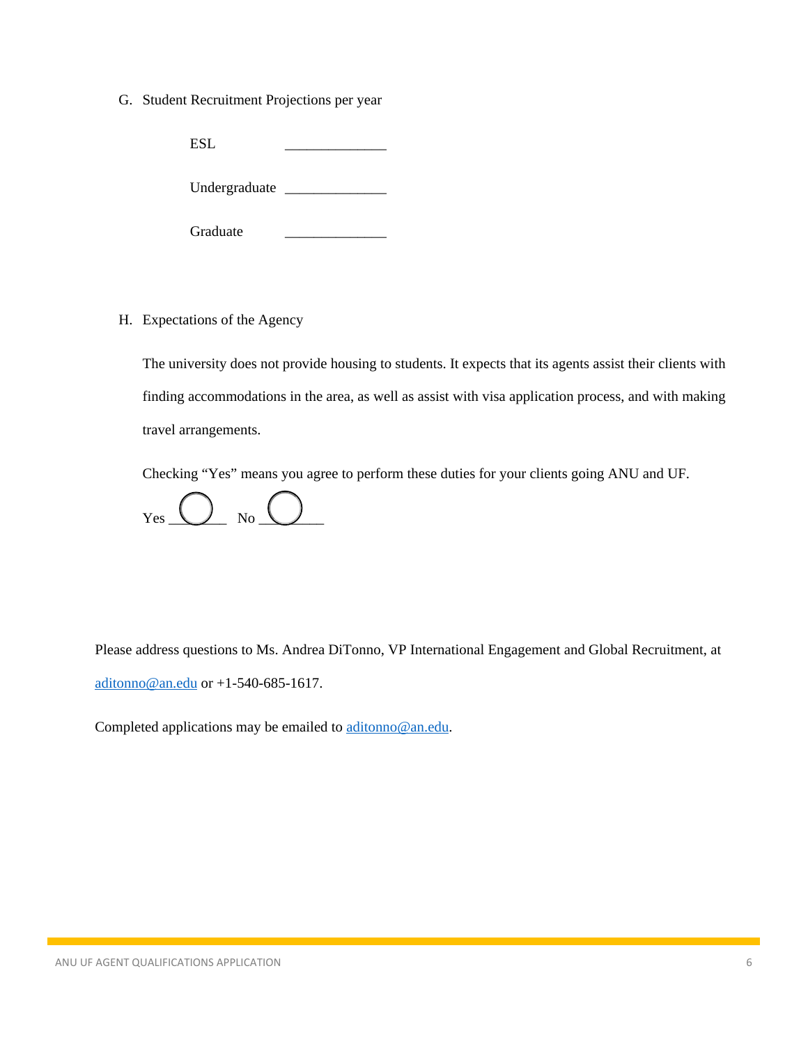G. Student Recruitment Projections per year

ESL ______________

Undergraduate ______________

Graduate ______________

H. Expectations of the Agency

The university does not provide housing to students. It expects that its agents assist their clients with finding accommodations in the area, as well as assist with visa application process, and with making travel arrangements.

Checking "Yes" means you agree to perform these duties for your clients going ANU and UF.

Yes ________ No _________

Please address questions to Ms. Andrea DiTonno, VP International Engagement and Global Recruitment, at aditonno@an.edu or +1-540-685-1617.

Completed applications may be emailed to aditonno@an.edu.